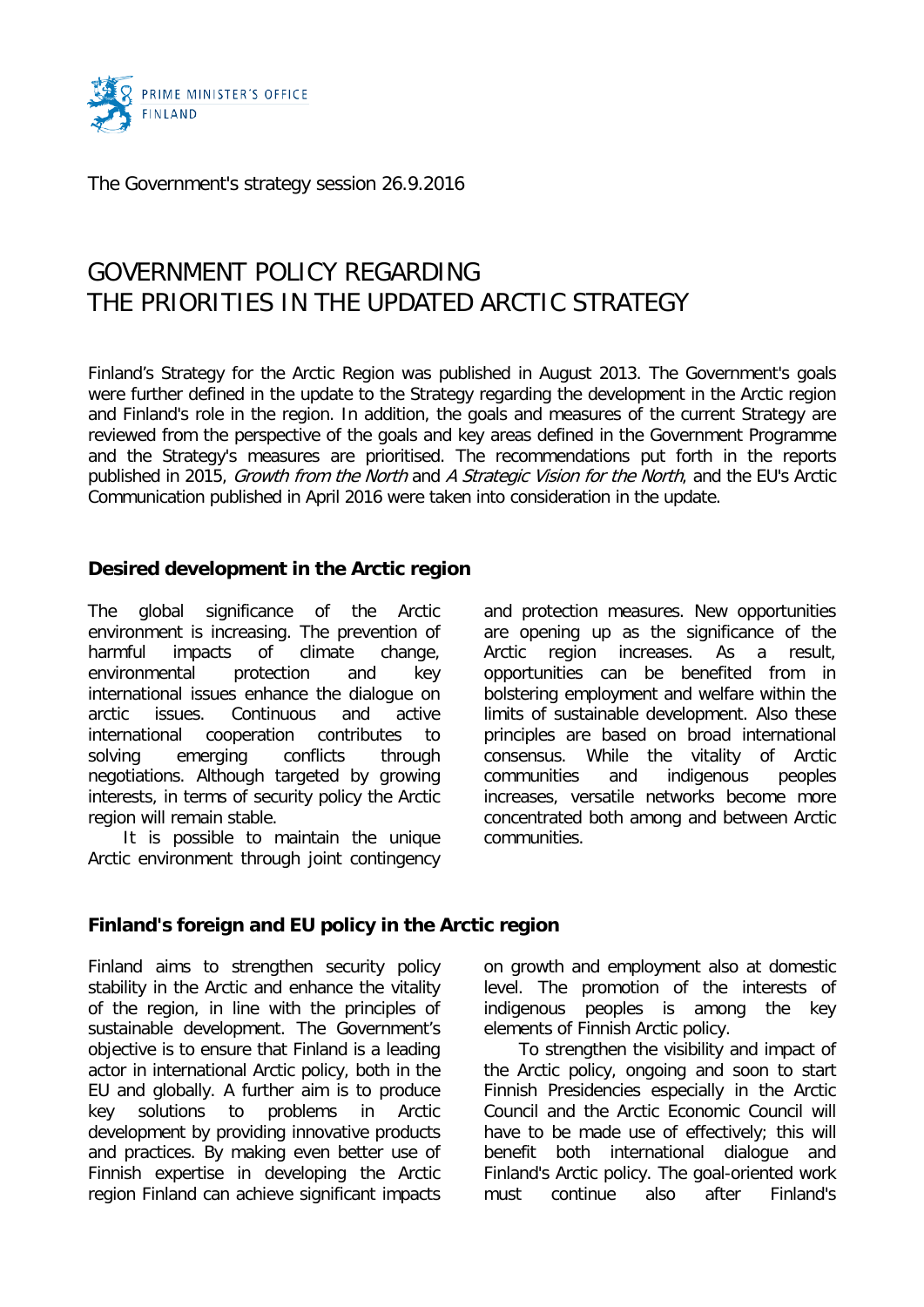PRIME MINISTER'S OFFICE
FINLAND

The Government's strategy session 26.9.2016

# GOVERNMENT POLICY REGARDING THE PRIORITIES IN THE UPDATED ARCTIC STRATEGY

Finland's Strategy for the Arctic Region was published in August 2013. The Government's goals were further defined in the update to the Strategy regarding the development in the Arctic region and Finland's role in the region. In addition, the goals and measures of the current Strategy are reviewed from the perspective of the goals and key areas defined in the Government Programme and the Strategy's measures are prioritised. The recommendations put forth in the reports published in 2015, *Growth from the North* and *A Strategic Vision for the North*, and the EU's Arctic Communication published in April 2016 were taken into consideration in the update.

## Desired development in the Arctic region

The global significance of the Arctic environment is increasing. The prevention of harmful impacts of climate change, environmental protection and key international issues enhance the dialogue on arctic issues. Continuous and active international cooperation contributes to solving emerging conflicts through negotiations. Although targeted by growing interests, in terms of security policy the Arctic region will remain stable.

It is possible to maintain the unique Arctic environment through joint contingency and protection measures. New opportunities are opening up as the significance of the Arctic region increases. As a result, opportunities can be benefited from in bolstering employment and welfare within the limits of sustainable development. Also these principles are based on broad international consensus. While the vitality of Arctic communities and indigenous peoples increases, versatile networks become more concentrated both among and between Arctic communities.

## Finland's foreign and EU policy in the Arctic region

Finland aims to strengthen security policy stability in the Arctic and enhance the vitality of the region, in line with the principles of sustainable development. The Government's objective is to ensure that Finland is a leading actor in international Arctic policy, both in the EU and globally. A further aim is to produce key solutions to problems in Arctic development by providing innovative products and practices. By making even better use of Finnish expertise in developing the Arctic region Finland can achieve significant impacts on growth and employment also at domestic level. The promotion of the interests of indigenous peoples is among the key elements of Finnish Arctic policy.

To strengthen the visibility and impact of the Arctic policy, ongoing and soon to start Finnish Presidencies especially in the Arctic Council and the Arctic Economic Council will have to be made use of effectively; this will benefit both international dialogue and Finland's Arctic policy. The goal-oriented work must continue also after Finland's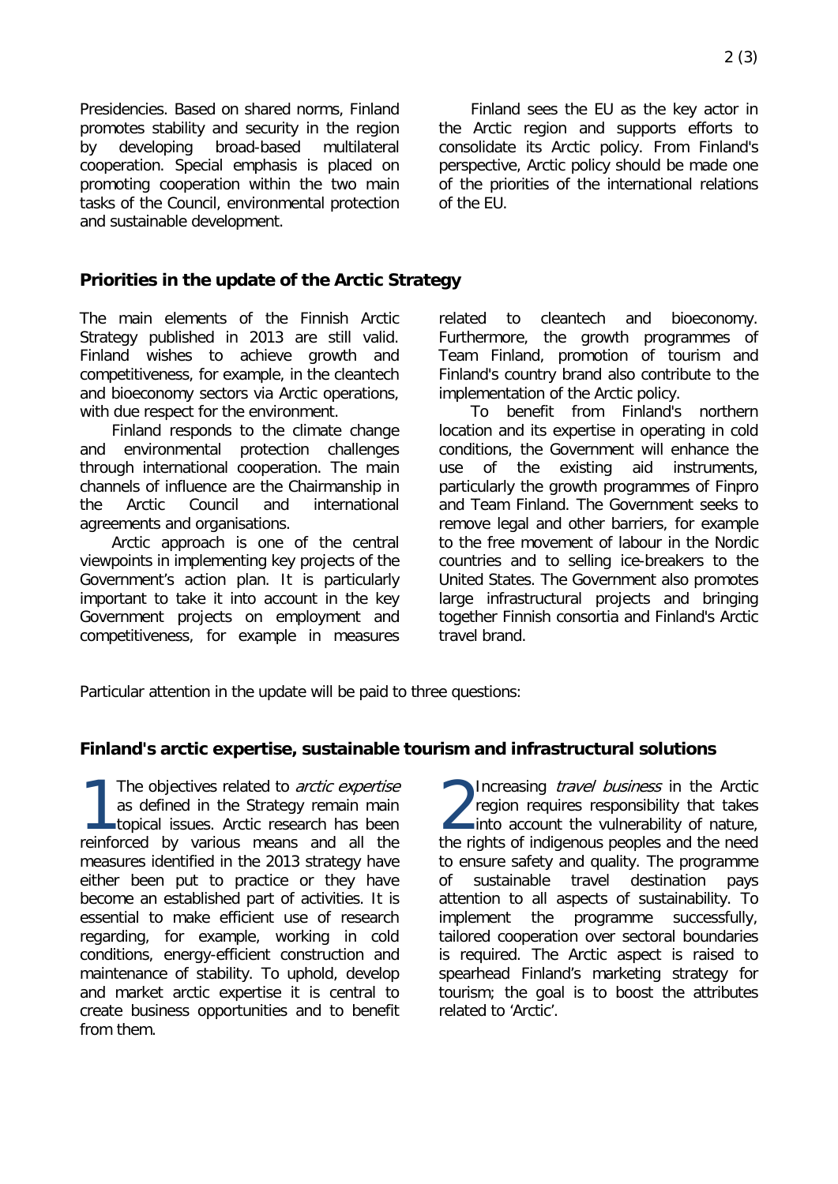Presidencies. Based on shared norms, Finland promotes stability and security in the region by developing broad-based multilateral cooperation. Special emphasis is placed on promoting cooperation within the two main tasks of the Council, environmental protection and sustainable development.

Finland sees the EU as the key actor in the Arctic region and supports efforts to consolidate its Arctic policy. From Finland's perspective, Arctic policy should be made one of the priorities of the international relations of the EU.

## Priorities in the update of the Arctic Strategy

The main elements of the Finnish Arctic Strategy published in 2013 are still valid. Finland wishes to achieve growth and competitiveness, for example, in the cleantech and bioeconomy sectors via Arctic operations, with due respect for the environment.

Finland responds to the climate change and environmental protection challenges through international cooperation. The main channels of influence are the Chairmanship in the Arctic Council and international agreements and organisations.

Arctic approach is one of the central viewpoints in implementing key projects of the Government's action plan. It is particularly important to take it into account in the key Government projects on employment and competitiveness, for example in measures related to cleantech and bioeconomy. Furthermore, the growth programmes of Team Finland, promotion of tourism and Finland's country brand also contribute to the implementation of the Arctic policy.

To benefit from Finland's northern location and its expertise in operating in cold conditions, the Government will enhance the use of the existing aid instruments, particularly the growth programmes of Finpro and Team Finland. The Government seeks to remove legal and other barriers, for example to the free movement of labour in the Nordic countries and to selling ice-breakers to the United States. The Government also promotes large infrastructural projects and bringing together Finnish consortia and Finland's Arctic travel brand.

Particular attention in the update will be paid to three questions:

## Finland's arctic expertise, sustainable tourism and infrastructural solutions

1 The objectives related to *arctic expertise* as defined in the Strategy remain main topical issues. Arctic research has been reinforced by various means and all the measures identified in the 2013 strategy have either been put to practice or they have become an established part of activities. It is essential to make efficient use of research regarding, for example, working in cold conditions, energy-efficient construction and maintenance of stability. To uphold, develop and market arctic expertise it is central to create business opportunities and to benefit from them.

2 Increasing *travel business* in the Arctic region requires responsibility that takes into account the vulnerability of nature, the rights of indigenous peoples and the need to ensure safety and quality. The programme of sustainable travel destination pays attention to all aspects of sustainability. To implement the programme successfully, tailored cooperation over sectoral boundaries is required. The Arctic aspect is raised to spearhead Finland's marketing strategy for tourism; the goal is to boost the attributes related to 'Arctic'.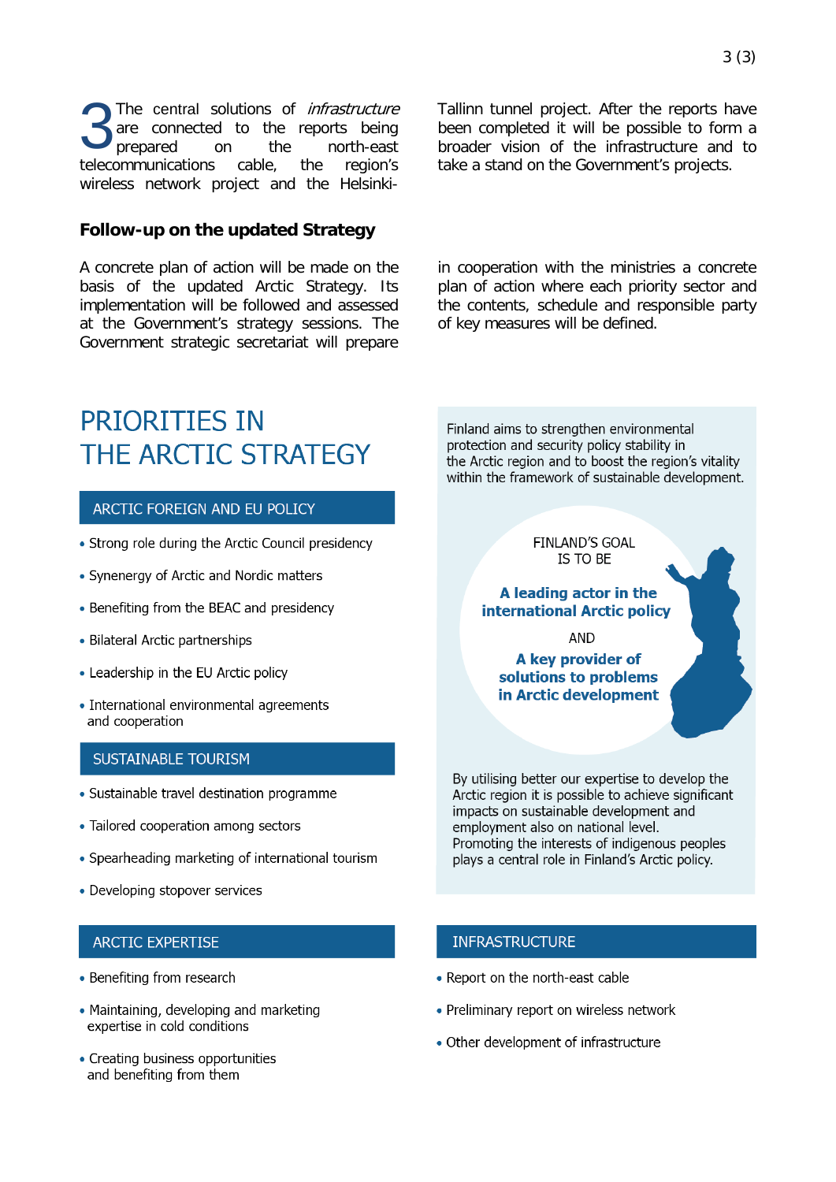3 The central solutions of *infrastructure* are connected to the reports being prepared on the north-east telecommunications cable, the region's wireless network project and the Helsinki-Tallinn tunnel project. After the reports have been completed it will be possible to form a broader vision of the infrastructure and to take a stand on the Government's projects.

## Follow-up on the updated Strategy

A concrete plan of action will be made on the basis of the updated Arctic Strategy. Its implementation will be followed and assessed at the Government's strategy sessions. The Government strategic secretariat will prepare in cooperation with the ministries a concrete plan of action where each priority sector and the contents, schedule and responsible party of key measures will be defined.

# PRIORITIES IN THE ARCTIC STRATEGY

### ARCTIC FOREIGN AND EU POLICY

- Strong role during the Arctic Council presidency
- Synenergy of Arctic and Nordic matters
- Benefiting from the BEAC and presidency
- Bilateral Arctic partnerships
- Leadership in the EU Arctic policy
- International environmental agreements and cooperation

### SUSTAINABLE TOURISM

- Sustainable travel destination programme
- Tailored cooperation among sectors
- Spearheading marketing of international tourism
- Developing stopover services

### ARCTIC EXPERTISE

- Benefiting from research
- Maintaining, developing and marketing expertise in cold conditions
- Creating business opportunities and benefiting from them

Finland aims to strengthen environmental protection and security policy stability in the Arctic region and to boost the region's vitality within the framework of sustainable development.

FINLAND'S GOAL IS TO BE

**A leading actor in the international Arctic policy**

AND

**A key provider of solutions to problems in Arctic development**

By utilising better our expertise to develop the Arctic region it is possible to achieve significant impacts on sustainable development and employment also on national level. Promoting the interests of indigenous peoples plays a central role in Finland's Arctic policy.

### INFRASTRUCTURE

- Report on the north-east cable
- Preliminary report on wireless network
- Other development of infrastructure